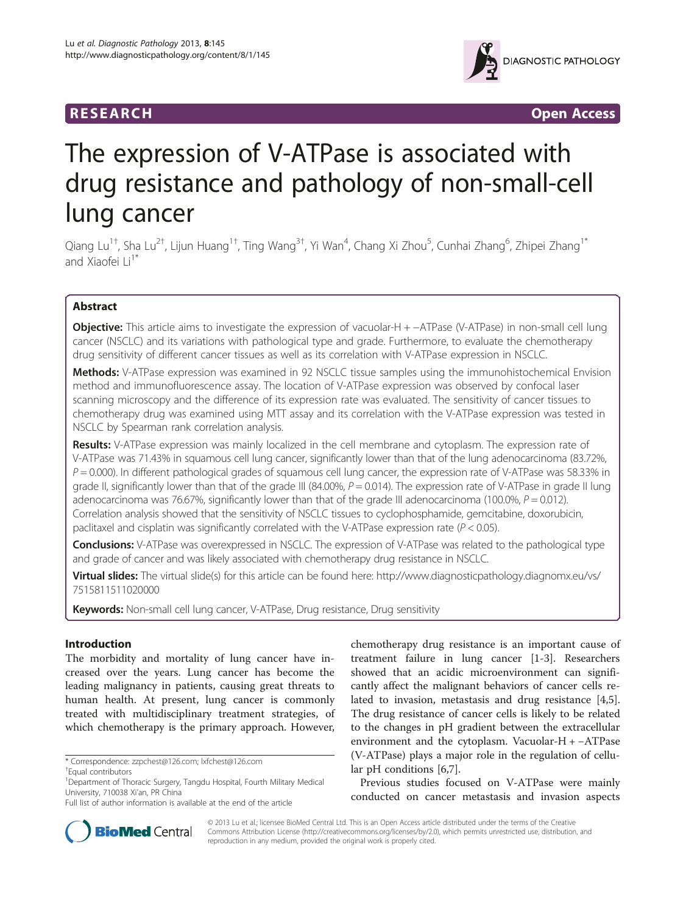RESEARCH Open Access

# The expression of V-ATPase is associated with drug resistance and pathology of non-small-cell lung cancer

Qiang Lu[1†], Sha Lu[2†], Lijun Huang[1†], Ting Wang[3†], Yi Wan[4], Chang Xi Zhou[5], Cunhai Zhang[6], Zhipei Zhang[1*] and Xiaofei Li[1*]

## Abstract

**Objective:** This article aims to investigate the expression of vacuolar-H + −ATPase (V-ATPase) in non-small cell lung cancer (NSCLC) and its variations with pathological type and grade. Furthermore, to evaluate the chemotherapy drug sensitivity of different cancer tissues as well as its correlation with V-ATPase expression in NSCLC.

**Methods:** V-ATPase expression was examined in 92 NSCLC tissue samples using the immunohistochemical Envision method and immunofluorescence assay. The location of V-ATPase expression was observed by confocal laser scanning microscopy and the difference of its expression rate was evaluated. The sensitivity of cancer tissues to chemotherapy drug was examined using MTT assay and its correlation with the V-ATPase expression was tested in NSCLC by Spearman rank correlation analysis.

**Results:** V-ATPase expression was mainly localized in the cell membrane and cytoplasm. The expression rate of V-ATPase was 71.43% in squamous cell lung cancer, significantly lower than that of the lung adenocarcinoma (83.72%, $P = 0.000$). In different pathological grades of squamous cell lung cancer, the expression rate of V-ATPase was 58.33% in grade II, significantly lower than that of the grade III (84.00%, $P = 0.014$). The expression rate of V-ATPase in grade II lung adenocarcinoma was 76.67%, significantly lower than that of the grade III adenocarcinoma (100.0%, $P = 0.012$). Correlation analysis showed that the sensitivity of NSCLC tissues to cyclophosphamide, gemcitabine, doxorubicin, paclitaxel and cisplatin was significantly correlated with the V-ATPase expression rate ($P < 0.05$).

**Conclusions:** V-ATPase was overexpressed in NSCLC. The expression of V-ATPase was related to the pathological type and grade of cancer and was likely associated with chemotherapy drug resistance in NSCLC.

**Virtual slides:** The virtual slide(s) for this article can be found here: http://www.diagnosticpathology.diagnomx.eu/vs/7515811511020000

**Keywords:** Non-small cell lung cancer, V-ATPase, Drug resistance, Drug sensitivity

## Introduction

The morbidity and mortality of lung cancer have increased over the years. Lung cancer has become the leading malignancy in patients, causing great threats to human health. At present, lung cancer is commonly treated with multidisciplinary treatment strategies, of which chemotherapy is the primary approach. However, chemotherapy drug resistance is an important cause of treatment failure in lung cancer [1-3]. Researchers showed that an acidic microenvironment can significantly affect the malignant behaviors of cancer cells related to invasion, metastasis and drug resistance [4,5]. The drug resistance of cancer cells is likely to be related to the changes in pH gradient between the extracellular environment and the cytoplasm. Vacuolar-H + −ATPase (V-ATPase) plays a major role in the regulation of cellular pH conditions [6,7].

Previous studies focused on V-ATPase were mainly conducted on cancer metastasis and invasion aspects

\* Correspondence: zzpchest@126.com; lxfchest@126.com
†Equal contributors
[1]Department of Thoracic Surgery, Tangdu Hospital, Fourth Military Medical University, 710038 Xi'an, PR China
Full list of author information is available at the end of the article

© 2013 Lu et al.; licensee BioMed Central Ltd. This is an Open Access article distributed under the terms of the Creative Commons Attribution License (http://creativecommons.org/licenses/by/2.0), which permits unrestricted use, distribution, and reproduction in any medium, provided the original work is properly cited.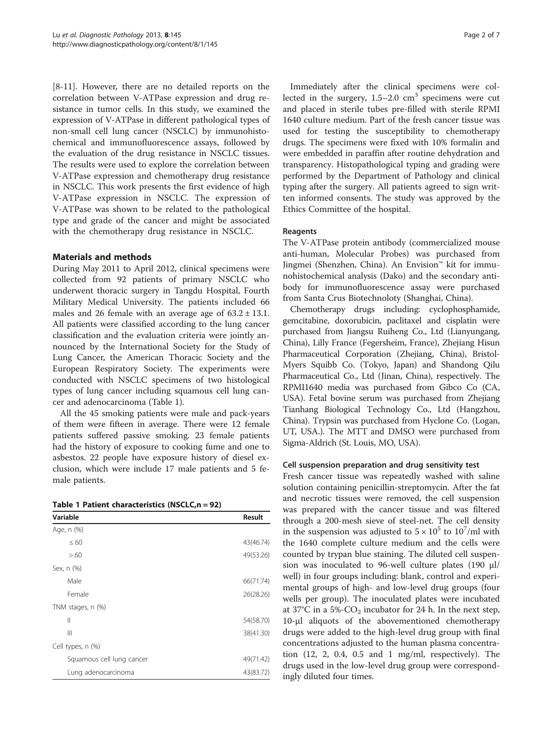[8-11]. However, there are no detailed reports on the correlation between V-ATPase expression and drug resistance in tumor cells. In this study, we examined the expression of V-ATPase in different pathological types of non-small cell lung cancer (NSCLC) by immunohistochemical and immunofluorescence assays, followed by the evaluation of the drug resistance in NSCLC tissues. The results were used to explore the correlation between V-ATPase expression and chemotherapy drug resistance in NSCLC. This work presents the first evidence of high V-ATPase expression in NSCLC. The expression of V-ATPase was shown to be related to the pathological type and grade of the cancer and might be associated with the chemotherapy drug resistance in NSCLC.

## Materials and methods

During May 2011 to April 2012, clinical specimens were collected from 92 patients of primary NSCLC who underwent thoracic surgery in Tangdu Hospital, Fourth Military Medical University. The patients included 66 males and 26 female with an average age of $63.2 \pm 13.1$. All patients were classified according to the lung cancer classification and the evaluation criteria were jointly announced by the International Society for the Study of Lung Cancer, the American Thoracic Society and the European Respiratory Society. The experiments were conducted with NSCLC specimens of two histological types of lung cancer including squamous cell lung cancer and adenocarcinoma (Table 1).

All the 45 smoking patients were male and pack-years of them were fifteen in average. There were 12 female patients suffered passive smoking. 23 female patients had the history of exposure to cooking fume and one to asbestos. 22 people have exposure history of diesel exclusion, which were include 17 male patients and 5 female patients.

**Table 1 Patient characteristics (NSCLC,n = 92)**

| Variable | Result |
|---|---|
| Age, n (%) | |
| ≤ 60 | 43(46.74) |
| > 60 | 49(53.26) |
| Sex, n (%) | |
| Male | 66(71.74) |
| Female | 26(28.26) |
| TNM stages, n (%) | |
| II | 54(58.70) |
| III | 38(41.30) |
| Cell types, n (%) | |
| Squamous cell lung cancer | 49(71.42) |
| Lung adenocarcinoma | 43(83.72) |

Immediately after the clinical specimens were collected in the surgery, 1.5–2.0 $cm^3$ specimens were cut and placed in sterile tubes pre-filled with sterile RPMI 1640 culture medium. Part of the fresh cancer tissue was used for testing the susceptibility to chemotherapy drugs. The specimens were fixed with 10% formalin and were embedded in paraffin after routine dehydration and transparency. Histopathological typing and grading were performed by the Department of Pathology and clinical typing after the surgery. All patients agreed to sign written informed consents. The study was approved by the Ethics Committee of the hospital.

### Reagents

The V-ATPase protein antibody (commercialized mouse anti-human, Molecular Probes) was purchased from Jingmei (Shenzhen, China). An Envision™ kit for immunohistochemical analysis (Dako) and the secondary antibody for immunofluorescence assay were purchased from Santa Crus Biotechnoloty (Shanghai, China).

Chemotherapy drugs including: cyclophosphamide, gemcitabine, doxorubicin, paclitaxel and cisplatin were purchased from Jiangsu Ruiheng Co., Ltd (Lianyungang, China), Lilly France (Fegersheim, France), Zhejiang Hisun Pharmaceutical Corporation (Zhejiang, China), Bristol-Myers Squibb Co. (Tokyo, Japan) and Shandong Qilu Pharmaceutical Co., Ltd (Jinan, China), respectively. The RPMI1640 media was purchased from Gibco Co (CA, USA). Fetal bovine serum was purchased from Zhejiang Tianhang Biological Technology Co., Ltd (Hangzhou, China). Trypsin was purchased from Hyclone Co. (Logan, UT, USA.). The MTT and DMSO were purchased from Sigma-Aldrich (St. Louis, MO, USA).

### Cell suspension preparation and drug sensitivity test

Fresh cancer tissue was repeatedly washed with saline solution containing penicillin-streptomycin. After the fat and necrotic tissues were removed, the cell suspension was prepared with the cancer tissue and was filtered through a 200-mesh sieve of steel-net. The cell density in the suspension was adjusted to $5 \times 10^5$ to $10^7$/ml with the 1640 complete culture medium and the cells were counted by trypan blue staining. The diluted cell suspension was inoculated to 96-well culture plates (190 μl/well) in four groups including: blank, control and experimental groups of high- and low-level drug groups (four wells per group). The inoculated plates were incubated at 37°C in a 5%-$CO_2$ incubator for 24 h. In the next step, 10-μl aliquots of the abovementioned chemotherapy drugs were added to the high-level drug group with final concentrations adjusted to the human plasma concentration (12, 2, 0.4, 0.5 and 1 mg/ml, respectively). The drugs used in the low-level drug group were correspondingly diluted four times.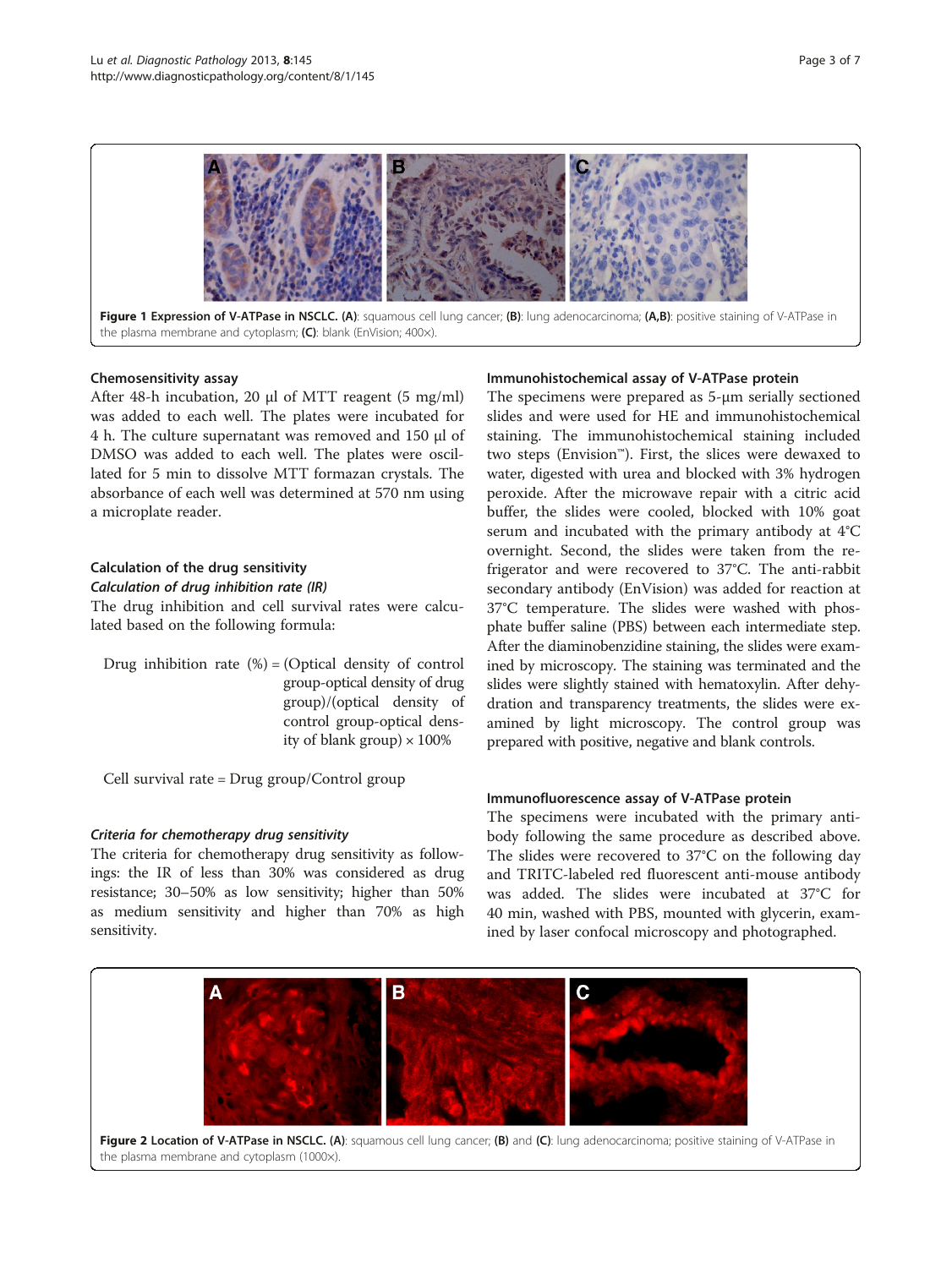**Figure 1 Expression of V-ATPase in NSCLC. (A)**: squamous cell lung cancer; **(B)**: lung adenocarcinoma; **(A,B)**: positive staining of V-ATPase in the plasma membrane and cytoplasm; **(C)**: blank (EnVision; 400×).

### Chemosensitivity assay

After 48-h incubation, 20 μl of MTT reagent (5 mg/ml) was added to each well. The plates were incubated for 4 h. The culture supernatant was removed and 150 μl of DMSO was added to each well. The plates were oscillated for 5 min to dissolve MTT formazan crystals. The absorbance of each well was determined at 570 nm using a microplate reader.

### Calculation of the drug sensitivity

#### *Calculation of drug inhibition rate (IR)*

The drug inhibition and cell survival rates were calculated based on the following formula:

Drug inhibition rate (%) = (Optical density of control group-optical density of drug group)/(optical density of control group-optical density of blank group) × 100%

Cell survival rate = Drug group/Control group

#### *Criteria for chemotherapy drug sensitivity*

The criteria for chemotherapy drug sensitivity as followings: the IR of less than 30% was considered as drug resistance; 30–50% as low sensitivity; higher than 50% as medium sensitivity and higher than 70% as high sensitivity.

### Immunohistochemical assay of V-ATPase protein

The specimens were prepared as 5-μm serially sectioned slides and were used for HE and immunohistochemical staining. The immunohistochemical staining included two steps (Envision™). First, the slices were dewaxed to water, digested with urea and blocked with 3% hydrogen peroxide. After the microwave repair with a citric acid buffer, the slides were cooled, blocked with 10% goat serum and incubated with the primary antibody at 4°C overnight. Second, the slides were taken from the refrigerator and were recovered to 37°C. The anti-rabbit secondary antibody (EnVision) was added for reaction at 37°C temperature. The slides were washed with phosphate buffer saline (PBS) between each intermediate step. After the diaminobenzidine staining, the slides were examined by microscopy. The staining was terminated and the slides were slightly stained with hematoxylin. After dehydration and transparency treatments, the slides were examined by light microscopy. The control group was prepared with positive, negative and blank controls.

### Immunofluorescence assay of V-ATPase protein

The specimens were incubated with the primary antibody following the same procedure as described above. The slides were recovered to 37°C on the following day and TRITC-labeled red fluorescent anti-mouse antibody was added. The slides were incubated at 37°C for 40 min, washed with PBS, mounted with glycerin, examined by laser confocal microscopy and photographed.

**Figure 2 Location of V-ATPase in NSCLC. (A)**: squamous cell lung cancer; **(B)** and **(C)**: lung adenocarcinoma; positive staining of V-ATPase in the plasma membrane and cytoplasm (1000×).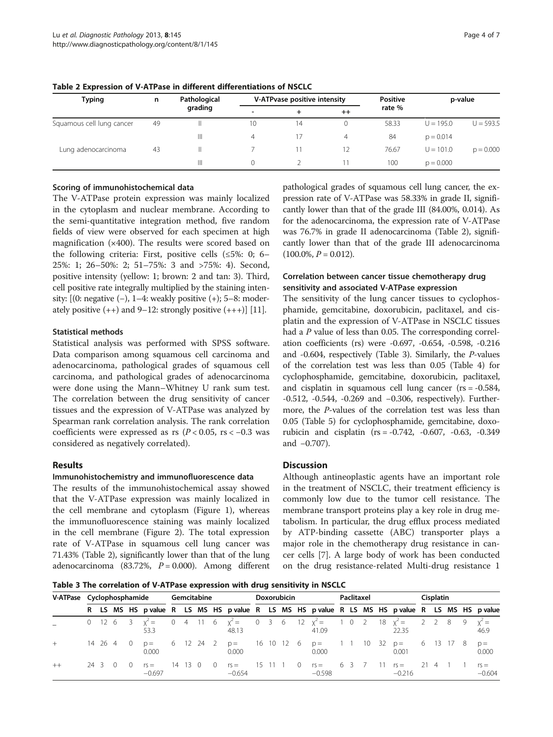**Table 2 Expression of V-ATPase in different differentiations of NSCLC**

| Typing | n | Pathological grading | V-ATPvase positive intensity | | | Positive rate % | p-value | |
|---|---|---|---|---|---|---|---|---|
| | | | - | + | ++ | | | |
| Squamous cell lung cancer | 49 | II | 10 | 14 | 0 | 58.33 | U = 195.0 | U = 593.5 |
| | | III | 4 | 17 | 4 | 84 | p = 0.014 | |
| Lung adenocarcinoma | 43 | II | 7 | 11 | 12 | 76.67 | U = 101.0 | p = 0.000 |
| | | III | 0 | 2 | 11 | 100 | p = 0.000 | |

#### Scoring of immunohistochemical data

The V-ATPase protein expression was mainly localized in the cytoplasm and nuclear membrane. According to the semi-quantitative integration method, five random fields of view were observed for each specimen at high magnification (×400). The results were scored based on the following criteria: First, positive cells (≤5%: 0; 6–25%: 1; 26–50%: 2; 51–75%: 3 and >75%: 4). Second, positive intensity (yellow: 1; brown: 2 and tan: 3). Third, cell positive rate integrally multiplied by the staining intensity: [(0: negative (−), 1–4: weakly positive (+); 5–8: moderately positive (++) and 9–12: strongly positive (+++)] [11].

#### Statistical methods

Statistical analysis was performed with SPSS software. Data comparison among squamous cell carcinoma and adenocarcinoma, pathological grades of squamous cell carcinoma, and pathological grades of adenocarcinoma were done using the Mann–Whitney U rank sum test. The correlation between the drug sensitivity of cancer tissues and the expression of V-ATPase was analyzed by Spearman rank correlation analysis. The rank correlation coefficients were expressed as rs ($P < 0.05$, rs < −0.3 was considered as negatively correlated).

## Results

#### Immunohistochemistry and immunofluorescence data

The results of the immunohistochemical assay showed that the V-ATPase expression was mainly localized in the cell membrane and cytoplasm (Figure 1), whereas the immunofluorescence staining was mainly localized in the cell membrane (Figure 2). The total expression rate of V-ATPase in squamous cell lung cancer was 71.43% (Table 2), significantly lower than that of the lung adenocarcinoma (83.72%, $P = 0.000$). Among different pathological grades of squamous cell lung cancer, the expression rate of V-ATPase was 58.33% in grade II, significantly lower than that of the grade III (84.00%, 0.014). As for the adenocarcinoma, the expression rate of V-ATPase was 76.7% in grade II adenocarcinoma (Table 2), significantly lower than that of the grade III adenocarcinoma (100.0%, $P = 0.012$).

#### Correlation between cancer tissue chemotherapy drug sensitivity and associated V-ATPase expression

The sensitivity of the lung cancer tissues to cyclophosphamide, gemcitabine, doxorubicin, paclitaxel, and cisplatin and the expression of V-ATPase in NSCLC tissues had a *P* value of less than 0.05. The corresponding correlation coefficients (rs) were -0.697, -0.654, -0.598, -0.216 and -0.604, respectively (Table 3). Similarly, the *P*-values of the correlation test was less than 0.05 (Table 4) for cyclophosphamide, gemcitabine, doxorubicin, paclitaxel, and cisplatin in squamous cell lung cancer (rs = -0.584, -0.512, -0.544, -0.269 and −0.306, respectively). Furthermore, the *P*-values of the correlation test was less than 0.05 (Table 5) for cyclophosphamide, gemcitabine, doxorubicin and cisplatin (rs = -0.742, -0.607, -0.63, -0.349 and −0.707).

## Discussion

Although antineoplastic agents have an important role in the treatment of NSCLC, their treatment efficiency is commonly low due to the tumor cell resistance. The membrane transport proteins play a key role in drug metabolism. In particular, the drug efflux process mediated by ATP-binding cassette (ABC) transporter plays a major role in the chemotherapy drug resistance in cancer cells [7]. A large body of work has been conducted on the drug resistance-related Multi-drug resistance 1

**Table 3 The correlation of V-ATPase expression with drug sensitivity in NSCLC**

| V-ATPase | Cyclophosphamide | | | | | Gemcitabine | | | | | Doxorubicin | | | | | Paclitaxel | | | | | Cisplatin | | | | |
|---|---|---|---|---|---|---|---|---|---|---|---|---|---|---|---|---|---|---|---|---|---|---|---|---|---|
| | R | LS | MS | HS | p value | R | LS | MS | HS | p value | R | LS | MS | HS | p value | R | LS | MS | HS | p value | R | LS | MS | HS | p value |
| _ | 0 | 12 | 6 | 3 | $\chi^2 =$ 53.3 | 0 | 4 | 11 | 6 | $\chi^2 =$ 48.13 | 0 | 3 | 6 | 12 | $\chi^2 =$ 41.09 | 1 | 0 | 2 | 18 | $\chi^2 =$ 22.35 | 2 | 2 | 8 | 9 | $\chi^2 =$ 46.9 |
| + | 14 | 26 | 4 | 0 | p = 0.000 | 6 | 12 | 24 | 2 | p = 0.000 | 16 | 10 | 12 | 6 | p = 0.000 | 1 | 1 | 10 | 32 | p = 0.001 | 6 | 13 | 17 | 8 | p = 0.000 |
| ++ | 24 | 3 | 0 | 0 | rs = −0.697 | 14 | 13 | 0 | 0 | rs = −0.654 | 15 | 11 | 1 | 0 | rs = −0.598 | 6 | 3 | 7 | 11 | rs = −0.216 | 21 | 4 | 1 | 1 | rs = −0.604 |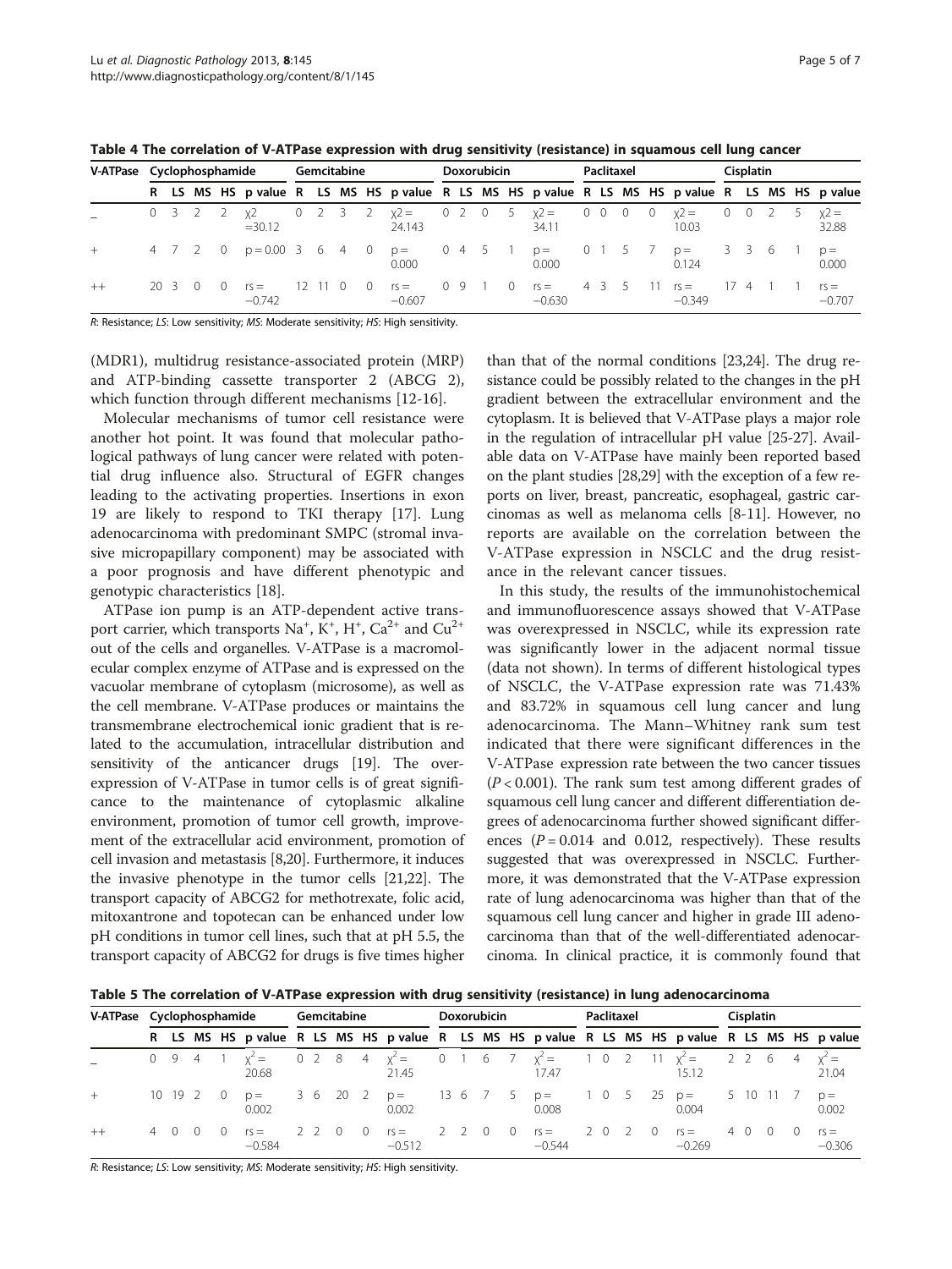**Table 4 The correlation of V-ATPase expression with drug sensitivity (resistance) in squamous cell lung cancer**

| V-ATPase | Cyclophosphamide | | | | | Gemcitabine | | | | | Doxorubicin | | | | | Paclitaxel | | | | | Cisplatin | | | | |
|---|---|---|---|---|---|---|---|---|---|---|---|---|---|---|---|---|---|---|---|---|---|---|---|---|---|
| | R | LS | MS | HS | p value | R | LS | MS | HS | p value | R | LS | MS | HS | p value | R | LS | MS | HS | p value | R | LS | MS | HS | p value |
| − | 0 | 3 | 2 | 2 | $\chi 2 = 30.12$ | 0 | 2 | 3 | 2 | $\chi 2 = 24.143$ | 0 | 2 | 0 | 5 | $\chi 2 = 34.11$ | 0 | 0 | 0 | 0 | $\chi 2 = 10.03$ | 0 | 0 | 2 | 5 | $\chi 2 = 32.88$ |
| + | 4 | 7 | 2 | 0 | p = 0.00 | 3 | 6 | 4 | 0 | p = 0.000 | 0 | 4 | 5 | 1 | p = 0.000 | 0 | 1 | 5 | 7 | p = 0.124 | 3 | 3 | 6 | 1 | p = 0.000 |
| ++ | 20 | 3 | 0 | 0 | rs = −0.742 | 12 | 11 | 0 | 0 | rs = −0.607 | 0 | 9 | 1 | 0 | rs = −0.630 | 4 | 3 | 5 | 11 | rs = −0.349 | 17 | 4 | 1 | 1 | rs = −0.707 |

*R*: Resistance; *LS*: Low sensitivity; *MS*: Moderate sensitivity; *HS*: High sensitivity.

(MDR1), multidrug resistance-associated protein (MRP) and ATP-binding cassette transporter 2 (ABCG 2), which function through different mechanisms [12-16].

Molecular mechanisms of tumor cell resistance were another hot point. It was found that molecular pathological pathways of lung cancer were related with potential drug influence also. Structural of EGFR changes leading to the activating properties. Insertions in exon 19 are likely to respond to TKI therapy [17]. Lung adenocarcinoma with predominant SMPC (stromal invasive micropapillary component) may be associated with a poor prognosis and have different phenotypic and genotypic characteristics [18].

ATPase ion pump is an ATP-dependent active transport carrier, which transports $Na^+$, $K^+$, $H^+$, $Ca^{2+}$ and $Cu^{2+}$ out of the cells and organelles. V-ATPase is a macromolecular complex enzyme of ATPase and is expressed on the vacuolar membrane of cytoplasm (microsome), as well as the cell membrane. V-ATPase produces or maintains the transmembrane electrochemical ionic gradient that is related to the accumulation, intracellular distribution and sensitivity of the anticancer drugs [19]. The overexpression of V-ATPase in tumor cells is of great significance to the maintenance of cytoplasmic alkaline environment, promotion of tumor cell growth, improvement of the extracellular acid environment, promotion of cell invasion and metastasis [8,20]. Furthermore, it induces the invasive phenotype in the tumor cells [21,22]. The transport capacity of ABCG2 for methotrexate, folic acid, mitoxantrone and topotecan can be enhanced under low pH conditions in tumor cell lines, such that at pH 5.5, the transport capacity of ABCG2 for drugs is five times higher than that of the normal conditions [23,24]. The drug resistance could be possibly related to the changes in the pH gradient between the extracellular environment and the cytoplasm. It is believed that V-ATPase plays a major role in the regulation of intracellular pH value [25-27]. Available data on V-ATPase have mainly been reported based on the plant studies [28,29] with the exception of a few reports on liver, breast, pancreatic, esophageal, gastric carcinomas as well as melanoma cells [8-11]. However, no reports are available on the correlation between the V-ATPase expression in NSCLC and the drug resistance in the relevant cancer tissues.

In this study, the results of the immunohistochemical and immunofluorescence assays showed that V-ATPase was overexpressed in NSCLC, while its expression rate was significantly lower in the adjacent normal tissue (data not shown). In terms of different histological types of NSCLC, the V-ATPase expression rate was 71.43% and 83.72% in squamous cell lung cancer and lung adenocarcinoma. The Mann–Whitney rank sum test indicated that there were significant differences in the V-ATPase expression rate between the two cancer tissues ($P < 0.001$). The rank sum test among different grades of squamous cell lung cancer and different differentiation degrees of adenocarcinoma further showed significant differences ($P = 0.014$ and 0.012, respectively). These results suggested that was overexpressed in NSCLC. Furthermore, it was demonstrated that the V-ATPase expression rate of lung adenocarcinoma was higher than that of the squamous cell lung cancer and higher in grade III adenocarcinoma than that of the well-differentiated adenocarcinoma. In clinical practice, it is commonly found that

**Table 5 The correlation of V-ATPase expression with drug sensitivity (resistance) in lung adenocarcinoma**

| V-ATPase | Cyclophosphamide | | | | | Gemcitabine | | | | | Doxorubicin | | | | | Paclitaxel | | | | | Cisplatin | | | | |
|---|---|---|---|---|---|---|---|---|---|---|---|---|---|---|---|---|---|---|---|---|---|---|---|---|---|
| | R | LS | MS | HS | p value | R | LS | MS | HS | p value | R | LS | MS | HS | p value | R | LS | MS | HS | p value | R | LS | MS | HS | p value |
| − | 0 | 9 | 4 | 1 | $\chi^2 = 20.68$ | 0 | 2 | 8 | 4 | $\chi^2 = 21.45$ | 0 | 1 | 6 | 7 | $\chi^2 = 17.47$ | 1 | 0 | 2 | 11 | $\chi^2 = 15.12$ | 2 | 2 | 6 | 4 | $\chi^2 = 21.04$ |
| + | 10 | 19 | 2 | 0 | p = 0.002 | 3 | 6 | 20 | 2 | p = 0.002 | 13 | 6 | 7 | 5 | p = 0.008 | 1 | 0 | 5 | 25 | p = 0.004 | 5 | 10 | 11 | 7 | p = 0.002 |
| ++ | 4 | 0 | 0 | 0 | rs = −0.584 | 2 | 2 | 0 | 0 | rs = −0.512 | 2 | 2 | 0 | 0 | rs = −0.544 | 2 | 0 | 2 | 0 | rs = −0.269 | 4 | 0 | 0 | 0 | rs = −0.306 |

*R*: Resistance; *LS*: Low sensitivity; *MS*: Moderate sensitivity; *HS*: High sensitivity.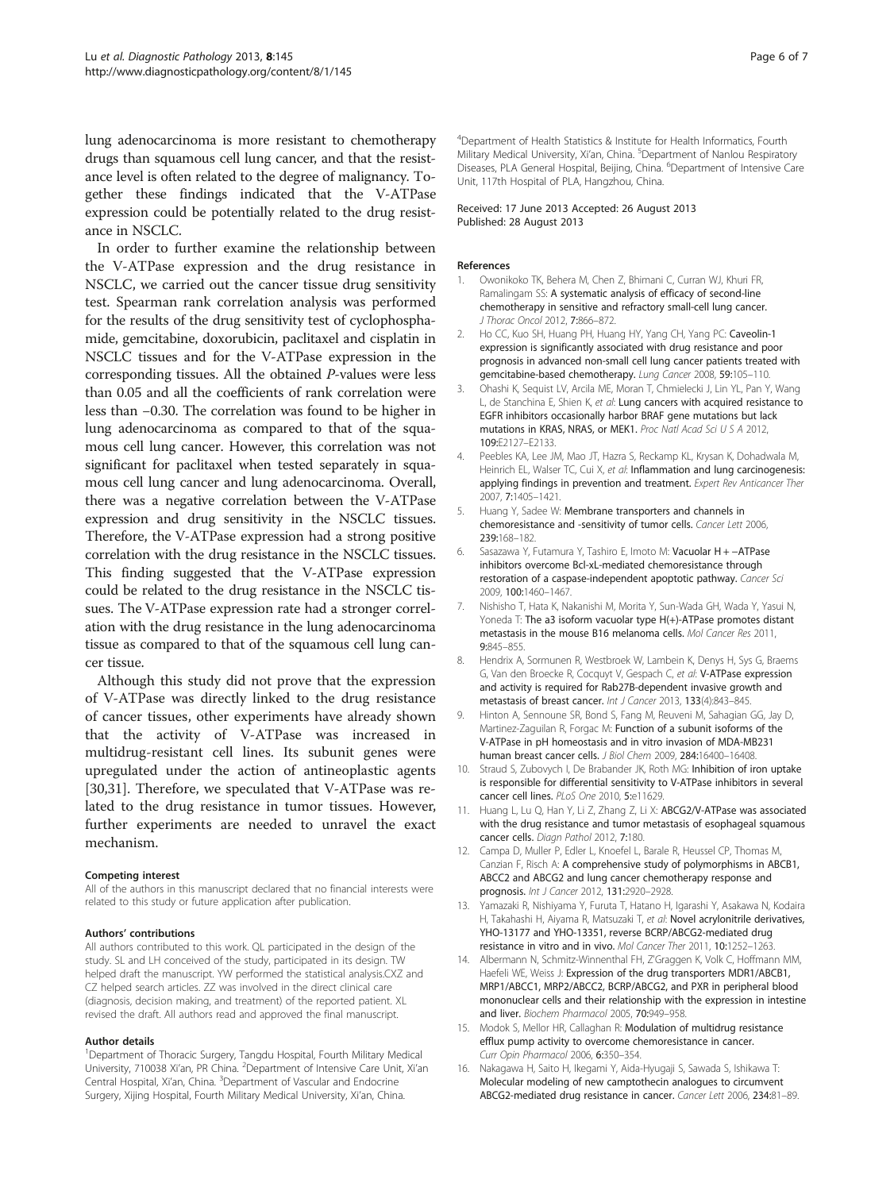lung adenocarcinoma is more resistant to chemotherapy drugs than squamous cell lung cancer, and that the resistance level is often related to the degree of malignancy. Together these findings indicated that the V-ATPase expression could be potentially related to the drug resistance in NSCLC.

In order to further examine the relationship between the V-ATPase expression and the drug resistance in NSCLC, we carried out the cancer tissue drug sensitivity test. Spearman rank correlation analysis was performed for the results of the drug sensitivity test of cyclophosphamide, gemcitabine, doxorubicin, paclitaxel and cisplatin in NSCLC tissues and for the V-ATPase expression in the corresponding tissues. All the obtained *P*-values were less than 0.05 and all the coefficients of rank correlation were less than −0.30. The correlation was found to be higher in lung adenocarcinoma as compared to that of the squamous cell lung cancer. However, this correlation was not significant for paclitaxel when tested separately in squamous cell lung cancer and lung adenocarcinoma. Overall, there was a negative correlation between the V-ATPase expression and drug sensitivity in the NSCLC tissues. Therefore, the V-ATPase expression had a strong positive correlation with the drug resistance in the NSCLC tissues. This finding suggested that the V-ATPase expression could be related to the drug resistance in the NSCLC tissues. The V-ATPase expression rate had a stronger correlation with the drug resistance in the lung adenocarcinoma tissue as compared to that of the squamous cell lung cancer tissue.

Although this study did not prove that the expression of V-ATPase was directly linked to the drug resistance of cancer tissues, other experiments have already shown that the activity of V-ATPase was increased in multidrug-resistant cell lines. Its subunit genes were upregulated under the action of antineoplastic agents [30,31]. Therefore, we speculated that V-ATPase was related to the drug resistance in tumor tissues. However, further experiments are needed to unravel the exact mechanism.

#### Competing interest
All of the authors in this manuscript declared that no financial interests were related to this study or future application after publication.

#### Authors' contributions
All authors contributed to this work. QL participated in the design of the study. SL and LH conceived of the study, participated in its design. TW helped draft the manuscript. YW performed the statistical analysis.CXZ and CZ helped search articles. ZZ was involved in the direct clinical care (diagnosis, decision making, and treatment) of the reported patient. XL revised the draft. All authors read and approved the final manuscript.

#### Author details
[1]Department of Thoracic Surgery, Tangdu Hospital, Fourth Military Medical University, 710038 Xi'an, PR China. [2]Department of Intensive Care Unit, Xi'an Central Hospital, Xi'an, China. [3]Department of Vascular and Endocrine Surgery, Xijing Hospital, Fourth Military Medical University, Xi'an, China. [4]Department of Health Statistics & Institute for Health Informatics, Fourth Military Medical University, Xi'an, China. [5]Department of Nanlou Respiratory Diseases, PLA General Hospital, Beijing, China. [6]Department of Intensive Care Unit, 117th Hospital of PLA, Hangzhou, China.

Received: 17 June 2013 Accepted: 26 August 2013
Published: 28 August 2013

#### References
1. Owonikoko TK, Behera M, Chen Z, Bhimani C, Curran WJ, Khuri FR, Ramalingam SS: A systematic analysis of efficacy of second-line chemotherapy in sensitive and refractory small-cell lung cancer. *J Thorac Oncol* 2012, 7:866–872.
2. Ho CC, Kuo SH, Huang PH, Huang HY, Yang CH, Yang PC: Caveolin-1 expression is significantly associated with drug resistance and poor prognosis in advanced non-small cell lung cancer patients treated with gemcitabine-based chemotherapy. *Lung Cancer* 2008, 59:105–110.
3. Ohashi K, Sequist LV, Arcila ME, Moran T, Chmielecki J, Lin YL, Pan Y, Wang L, de Stanchina E, Shien K, *et al*: Lung cancers with acquired resistance to EGFR inhibitors occasionally harbor BRAF gene mutations but lack mutations in KRAS, NRAS, or MEK1. *Proc Natl Acad Sci U S A* 2012, 109:E2127–E2133.
4. Peebles KA, Lee JM, Mao JT, Hazra S, Reckamp KL, Krysan K, Dohadwala M, Heinrich EL, Walser TC, Cui X, *et al*: Inflammation and lung carcinogenesis: applying findings in prevention and treatment. *Expert Rev Anticancer Ther* 2007, 7:1405–1421.
5. Huang Y, Sadee W: Membrane transporters and channels in chemoresistance and -sensitivity of tumor cells. *Cancer Lett* 2006, 239:168–182.
6. Sasazawa Y, Futamura Y, Tashiro E, Imoto M: Vacuolar H + −ATPase inhibitors overcome Bcl-xL-mediated chemoresistance through restoration of a caspase-independent apoptotic pathway. *Cancer Sci* 2009, 100:1460–1467.
7. Nishisho T, Hata K, Nakanishi M, Morita Y, Sun-Wada GH, Wada Y, Yasui N, Yoneda T: The a3 isoform vacuolar type H(+)-ATPase promotes distant metastasis in the mouse B16 melanoma cells. *Mol Cancer Res* 2011, 9:845–855.
8. Hendrix A, Sormunen R, Westbroek W, Lambein K, Denys H, Sys G, Braems G, Van den Broecke R, Cocquyt V, Gespach C, *et al*: V-ATPase expression and activity is required for Rab27B-dependent invasive growth and metastasis of breast cancer. *Int J Cancer* 2013, 133(4):843–845.
9. Hinton A, Sennoune SR, Bond S, Fang M, Reuveni M, Sahagian GG, Jay D, Martinez-Zaguilan R, Forgac M: Function of a subunit isoforms of the V-ATPase in pH homeostasis and in vitro invasion of MDA-MB231 human breast cancer cells. *J Biol Chem* 2009, 284:16400–16408.
10. Straud S, Zubovych I, De Brabander JK, Roth MG: Inhibition of iron uptake is responsible for differential sensitivity to V-ATPase inhibitors in several cancer cell lines. *PLoS One* 2010, 5:e11629.
11. Huang L, Lu Q, Han Y, Li Z, Zhang Z, Li X: ABCG2/V-ATPase was associated with the drug resistance and tumor metastasis of esophageal squamous cancer cells. *Diagn Pathol* 2012, 7:180.
12. Campa D, Muller P, Edler L, Knoefel L, Barale R, Heussel CP, Thomas M, Canzian F, Risch A: A comprehensive study of polymorphisms in ABCB1, ABCC2 and ABCG2 and lung cancer chemotherapy response and prognosis. *Int J Cancer* 2012, 131:2920–2928.
13. Yamazaki R, Nishiyama Y, Furuta T, Hatano H, Igarashi Y, Asakawa N, Kodaira H, Takahashi H, Aiyama R, Matsuzaki T, *et al*: Novel acrylonitrile derivatives, YHO-13177 and YHO-13351, reverse BCRP/ABCG2-mediated drug resistance in vitro and in vivo. *Mol Cancer Ther* 2011, 10:1252–1263.
14. Albermann N, Schmitz-Winnenthal FH, Z'Graggen K, Volk C, Hoffmann MM, Haefeli WE, Weiss J: Expression of the drug transporters MDR1/ABCB1, MRP1/ABCC1, MRP2/ABCC2, BCRP/ABCG2, and PXR in peripheral blood mononuclear cells and their relationship with the expression in intestine and liver. *Biochem Pharmacol* 2005, 70:949–958.
15. Modok S, Mellor HR, Callaghan R: Modulation of multidrug resistance efflux pump activity to overcome chemoresistance in cancer. *Curr Opin Pharmacol* 2006, 6:350–354.
16. Nakagawa H, Saito H, Ikegami Y, Aida-Hyugaji S, Sawada S, Ishikawa T: Molecular modeling of new camptothecin analogues to circumvent ABCG2-mediated drug resistance in cancer. *Cancer Lett* 2006, 234:81–89.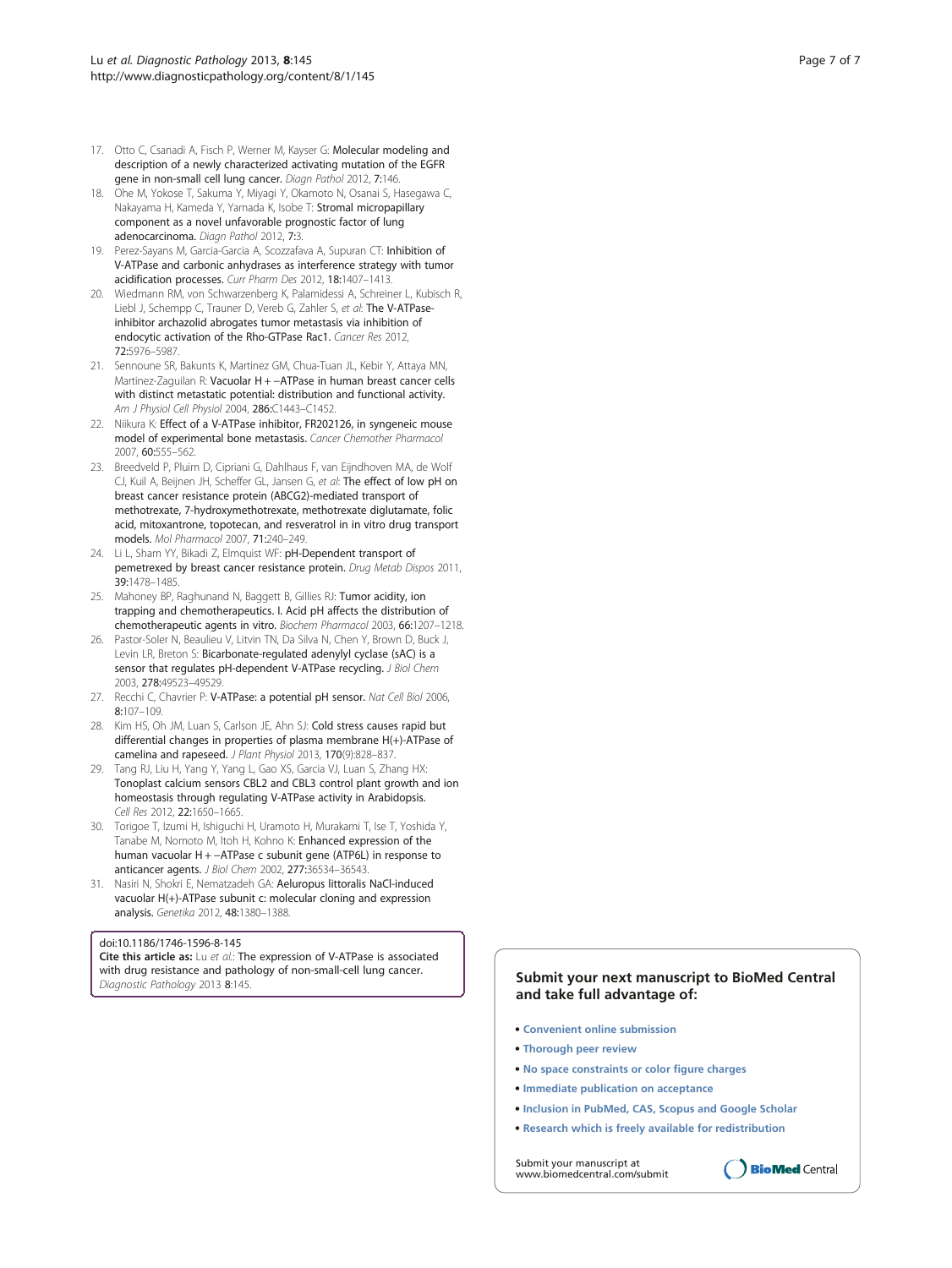17. Otto C, Csanadi A, Fisch P, Werner M, Kayser G: **Molecular modeling and description of a newly characterized activating mutation of the EGFR gene in non-small cell lung cancer.** *Diagn Pathol* 2012, **7:**146.
18. Ohe M, Yokose T, Sakuma Y, Miyagi Y, Okamoto N, Osanai S, Hasegawa C, Nakayama H, Kameda Y, Yamada K, Isobe T: **Stromal micropapillary component as a novel unfavorable prognostic factor of lung adenocarcinoma.** *Diagn Pathol* 2012, **7:**3.
19. Perez-Sayans M, Garcia-Garcia A, Scozzafava A, Supuran CT: **Inhibition of V-ATPase and carbonic anhydrases as interference strategy with tumor acidification processes.** *Curr Pharm Des* 2012, **18:**1407–1413.
20. Wiedmann RM, von Schwarzenberg K, Palamidessi A, Schreiner L, Kubisch R, Liebl J, Schempp C, Trauner D, Vereb G, Zahler S, *et al*: **The V-ATPase-inhibitor archazolid abrogates tumor metastasis via inhibition of endocytic activation of the Rho-GTPase Rac1.** *Cancer Res* 2012, **72:**5976–5987.
21. Sennoune SR, Bakunts K, Martinez GM, Chua-Tuan JL, Kebir Y, Attaya MN, Martinez-Zaguilan R: **Vacuolar H + −ATPase in human breast cancer cells with distinct metastatic potential: distribution and functional activity.** *Am J Physiol Cell Physiol* 2004, **286:**C1443–C1452.
22. Niikura K: **Effect of a V-ATPase inhibitor, FR202126, in syngeneic mouse model of experimental bone metastasis.** *Cancer Chemother Pharmacol* 2007, **60:**555–562.
23. Breedveld P, Pluim D, Cipriani G, Dahlhaus F, van Eijndhoven MA, de Wolf CJ, Kuil A, Beijnen JH, Scheffer GL, Jansen G, *et al*: **The effect of low pH on breast cancer resistance protein (ABCG2)-mediated transport of methotrexate, 7-hydroxymethotrexate, methotrexate diglutamate, folic acid, mitoxantrone, topotecan, and resveratrol in in vitro drug transport models.** *Mol Pharmacol* 2007, **71:**240–249.
24. Li L, Sham YY, Bikadi Z, Elmquist WF: **pH-Dependent transport of pemetrexed by breast cancer resistance protein.** *Drug Metab Dispos* 2011, **39:**1478–1485.
25. Mahoney BP, Raghunand N, Baggett B, Gillies RJ: **Tumor acidity, ion trapping and chemotherapeutics. I. Acid pH affects the distribution of chemotherapeutic agents in vitro.** *Biochem Pharmacol* 2003, **66:**1207–1218.
26. Pastor-Soler N, Beaulieu V, Litvin TN, Da Silva N, Chen Y, Brown D, Buck J, Levin LR, Breton S: **Bicarbonate-regulated adenylyl cyclase (sAC) is a sensor that regulates pH-dependent V-ATPase recycling.** *J Biol Chem* 2003, **278:**49523–49529.
27. Recchi C, Chavrier P: **V-ATPase: a potential pH sensor.** *Nat Cell Biol* 2006, **8:**107–109.
28. Kim HS, Oh JM, Luan S, Carlson JE, Ahn SJ: **Cold stress causes rapid but differential changes in properties of plasma membrane H(+)-ATPase of camelina and rapeseed.** *J Plant Physiol* 2013, **170**(9):828–837.
29. Tang RJ, Liu H, Yang Y, Yang L, Gao XS, Garcia VJ, Luan S, Zhang HX: **Tonoplast calcium sensors CBL2 and CBL3 control plant growth and ion homeostasis through regulating V-ATPase activity in Arabidopsis.** *Cell Res* 2012, **22:**1650–1665.
30. Torigoe T, Izumi H, Ishiguchi H, Uramoto H, Murakami T, Ise T, Yoshida Y, Tanabe M, Nomoto M, Itoh H, Kohno K: **Enhanced expression of the human vacuolar H + −ATPase c subunit gene (ATP6L) in response to anticancer agents.** *J Biol Chem* 2002, **277:**36534–36543.
31. Nasiri N, Shokri E, Nematzadeh GA: **Aeluropus littoralis NaCl-induced vacuolar H(+)-ATPase subunit c: molecular cloning and expression analysis.** *Genetika* 2012, **48:**1380–1388.

doi:10.1186/1746-1596-8-145
**Cite this article as:** Lu *et al.*: The expression of V-ATPase is associated with drug resistance and pathology of non-small-cell lung cancer. *Diagnostic Pathology* 2013 **8**:145.

**Submit your next manuscript to BioMed Central and take full advantage of:**

- **Convenient online submission**
- **Thorough peer review**
- **No space constraints or color figure charges**
- **Immediate publication on acceptance**
- **Inclusion in PubMed, CAS, Scopus and Google Scholar**
- **Research which is freely available for redistribution**

Submit your manuscript at
www.biomedcentral.com/submit

BioMed Central